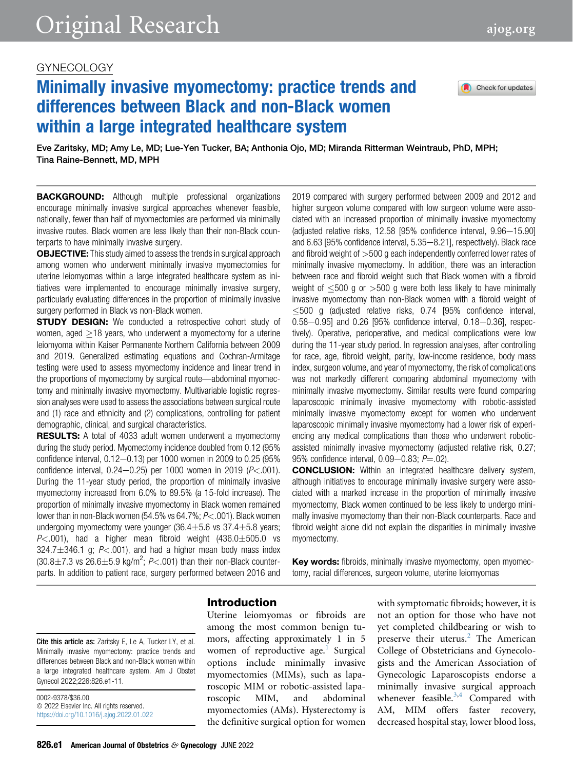GYNECOLOGY

# Minimally invasive myomectomy: practice trends and differences between Black and non-Black women within a large integrated healthcare system

Eve Zaritsky, MD; Amy Le, MD; Lue-Yen Tucker, BA; Anthonia Ojo, MD; Miranda Ritterman Weintraub, PhD, MPH; Tina Raine-Bennett, MD, MPH

**BACKGROUND:** Although multiple professional organizations encourage minimally invasive surgical approaches whenever feasible, nationally, fewer than half of myomectomies are performed via minimally invasive routes. Black women are less likely than their non-Black counterparts to have minimally invasive surgery.

**OBJECTIVE:** This study aimed to assess the trends in surgical approach among women who underwent minimally invasive myomectomies for uterine leiomyomas within a large integrated healthcare system as initiatives were implemented to encourage minimally invasive surgery, particularly evaluating differences in the proportion of minimally invasive surgery performed in Black vs non-Black women.

**STUDY DESIGN:** We conducted a retrospective cohort study of women, aged ≥18 years, who underwent a myomectomy for a uterine leiomyoma within Kaiser Permanente Northern California between 2009 and 2019. Generalized estimating equations and Cochran-Armitage testing were used to assess myomectomy incidence and linear trend in the proportions of myomectomy by surgical route—abdominal myomectomy and minimally invasive myomectomy. Multivariable logistic regression analyses were used to assess the associations between surgical route and (1) race and ethnicity and (2) complications, controlling for patient demographic, clinical, and surgical characteristics.

**RESULTS:** A total of 4033 adult women underwent a myomectomy during the study period. Myomectomy incidence doubled from 0.12 (95% confidence interval, 0.12–0.13) per 1000 women in 2009 to 0.25 (95% confidence interval, 0.24–0.25) per 1000 women in 2019 ($P<.001$). During the 11-year study period, the proportion of minimally invasive myomectomy increased from 6.0% to 89.5% (a 15-fold increase). The proportion of minimally invasive myomectomy in Black women remained lower than in non-Black women (54.5% vs 64.7%; $P<.001$). Black women undergoing myomectomy were younger (36.4±5.6 vs 37.4±5.8 years; $P<.001$), had a higher mean fibroid weight (436.0±505.0 vs 324.7±346.1 g; $P<.001$), and had a higher mean body mass index (30.8±7.3 vs 26.6±5.9 kg/m$^2$; $P<.001$) than their non-Black counterparts. In addition to patient race, surgery performed between 2016 and 2019 compared with surgery performed between 2009 and 2012 and higher surgeon volume compared with low surgeon volume were associated with an increased proportion of minimally invasive myomectomy (adjusted relative risks, 12.58 [95% confidence interval, 9.96–15.90] and 6.63 [95% confidence interval, 5.35–8.21], respectively). Black race and fibroid weight of >500 g each independently conferred lower rates of minimally invasive myomectomy. In addition, there was an interaction between race and fibroid weight such that Black women with a fibroid weight of ≤500 g or >500 g were both less likely to have minimally invasive myomectomy than non-Black women with a fibroid weight of ≤500 g (adjusted relative risks, 0.74 [95% confidence interval, 0.58–0.95] and 0.26 [95% confidence interval, 0.18–0.36], respectively). Operative, perioperative, and medical complications were low during the 11-year study period. In regression analyses, after controlling for race, age, fibroid weight, parity, low-income residence, body mass index, surgeon volume, and year of myomectomy, the risk of complications was not markedly different comparing abdominal myomectomy with minimally invasive myomectomy. Similar results were found comparing laparoscopic minimally invasive myomectomy with robotic-assisted minimally invasive myomectomy except for women who underwent laparoscopic minimally invasive myomectomy had a lower risk of experiencing any medical complications than those who underwent robotic-assisted minimally invasive myomectomy (adjusted relative risk, 0.27; 95% confidence interval, 0.09–0.83; $P=.02$).

**CONCLUSION:** Within an integrated healthcare delivery system, although initiatives to encourage minimally invasive surgery were associated with a marked increase in the proportion of minimally invasive myomectomy, Black women continued to be less likely to undergo minimally invasive myomectomy than their non-Black counterparts. Race and fibroid weight alone did not explain the disparities in minimally invasive myomectomy.

**Key words:** fibroids, minimally invasive myomectomy, open myomectomy, racial differences, surgeon volume, uterine leiomyomas

**Cite this article as:** Zaritsky E, Le A, Tucker LY, et al. Minimally invasive myomectomy: practice trends and differences between Black and non-Black women within a large integrated healthcare system. Am J Obstet Gynecol 2022;226:826.e1-11.

0002-9378/$36.00
© 2022 Elsevier Inc. All rights reserved.
https://doi.org/10.1016/j.ajog.2022.01.022

## Introduction

Uterine leiomyomas or fibroids are among the most common benign tumors, affecting approximately 1 in 5 women of reproductive age.[1] Surgical options include minimally invasive myomectomies (MIMs), such as laparoscopic MIM or robotic-assisted laparoscopic MIM, and abdominal myomectomies (AMs). Hysterectomy is the definitive surgical option for women with symptomatic fibroids; however, it is not an option for those who have not yet completed childbearing or wish to preserve their uterus.[2] The American College of Obstetricians and Gynecologists and the American Association of Gynecologic Laparoscopists endorse a minimally invasive surgical approach whenever feasible.[3,4] Compared with AM, MIM offers faster recovery, decreased hospital stay, lower blood loss,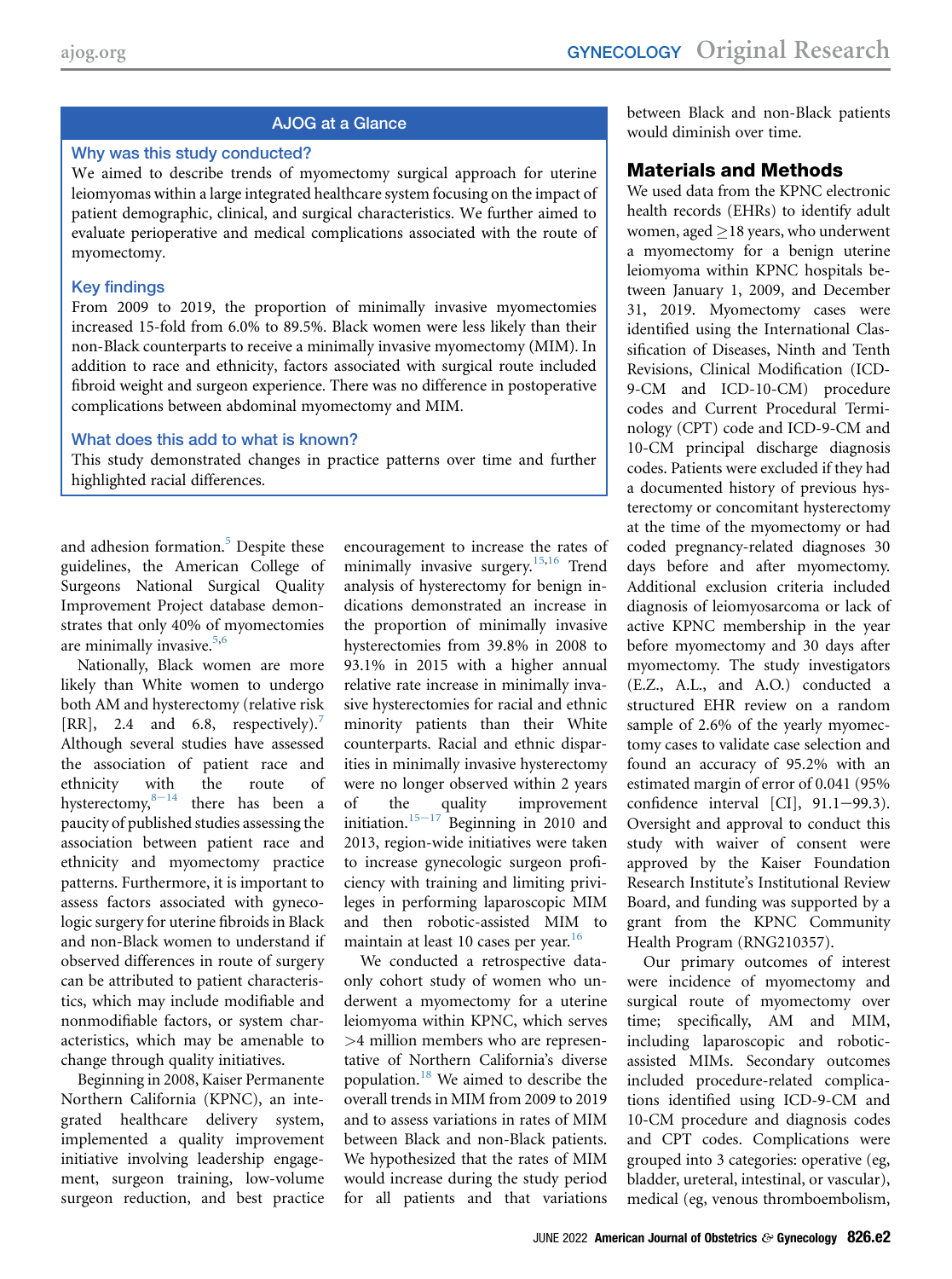## AJOG at a Glance

### Why was this study conducted?

We aimed to describe trends of myomectomy surgical approach for uterine leiomyomas within a large integrated healthcare system focusing on the impact of patient demographic, clinical, and surgical characteristics. We further aimed to evaluate perioperative and medical complications associated with the route of myomectomy.

### Key findings

From 2009 to 2019, the proportion of minimally invasive myomectomies increased 15-fold from 6.0% to 89.5%. Black women were less likely than their non-Black counterparts to receive a minimally invasive myomectomy (MIM). In addition to race and ethnicity, factors associated with surgical route included fibroid weight and surgeon experience. There was no difference in postoperative complications between abdominal myomectomy and MIM.

### What does this add to what is known?

This study demonstrated changes in practice patterns over time and further highlighted racial differences.

and adhesion formation.[5] Despite these guidelines, the American College of Surgeons National Surgical Quality Improvement Project database demonstrates that only 40% of myomectomies are minimally invasive.[5,6]

Nationally, Black women are more likely than White women to undergo both AM and hysterectomy (relative risk [RR], 2.4 and 6.8, respectively).[7] Although several studies have assessed the association of patient race and ethnicity with the route of hysterectomy,[8–14] there has been a paucity of published studies assessing the association between patient race and ethnicity and myomectomy practice patterns. Furthermore, it is important to assess factors associated with gynecologic surgery for uterine fibroids in Black and non-Black women to understand if observed differences in route of surgery can be attributed to patient characteristics, which may include modifiable and nonmodifiable factors, or system characteristics, which may be amenable to change through quality initiatives.

Beginning in 2008, Kaiser Permanente Northern California (KPNC), an integrated healthcare delivery system, implemented a quality improvement initiative involving leadership engagement, surgeon training, low-volume surgeon reduction, and best practice encouragement to increase the rates of minimally invasive surgery.[15,16] Trend analysis of hysterectomy for benign indications demonstrated an increase in the proportion of minimally invasive hysterectomies from 39.8% in 2008 to 93.1% in 2015 with a higher annual relative rate increase in minimally invasive hysterectomies for racial and ethnic minority patients than their White counterparts. Racial and ethnic disparities in minimally invasive hysterectomy were no longer observed within 2 years of the quality improvement initiation.[15–17] Beginning in 2010 and 2013, region-wide initiatives were taken to increase gynecologic surgeon proficiency with training and limiting privileges in performing laparoscopic MIM and then robotic-assisted MIM to maintain at least 10 cases per year.[16]

We conducted a retrospective data-only cohort study of women who underwent a myomectomy for a uterine leiomyoma within KPNC, which serves >4 million members who are representative of Northern California's diverse population.[18] We aimed to describe the overall trends in MIM from 2009 to 2019 and to assess variations in rates of MIM between Black and non-Black patients. We hypothesized that the rates of MIM would increase during the study period for all patients and that variations between Black and non-Black patients would diminish over time.

## Materials and Methods

We used data from the KPNC electronic health records (EHRs) to identify adult women, aged ≥18 years, who underwent a myomectomy for a benign uterine leiomyoma within KPNC hospitals between January 1, 2009, and December 31, 2019. Myomectomy cases were identified using the International Classification of Diseases, Ninth and Tenth Revisions, Clinical Modification (ICD-9-CM and ICD-10-CM) procedure codes and Current Procedural Terminology (CPT) code and ICD-9-CM and 10-CM principal discharge diagnosis codes. Patients were excluded if they had a documented history of previous hysterectomy or concomitant hysterectomy at the time of the myomectomy or had coded pregnancy-related diagnoses 30 days before and after myomectomy. Additional exclusion criteria included diagnosis of leiomyosarcoma or lack of active KPNC membership in the year before myomectomy and 30 days after myomectomy. The study investigators (E.Z., A.L., and A.O.) conducted a structured EHR review on a random sample of 2.6% of the yearly myomectomy cases to validate case selection and found an accuracy of 95.2% with an estimated margin of error of 0.041 (95% confidence interval [CI], 91.1–99.3). Oversight and approval to conduct this study with waiver of consent were approved by the Kaiser Foundation Research Institute's Institutional Review Board, and funding was supported by a grant from the KPNC Community Health Program (RNG210357).

Our primary outcomes of interest were incidence of myomectomy and surgical route of myomectomy over time; specifically, AM and MIM, including laparoscopic and robotic-assisted MIMs. Secondary outcomes included procedure-related complications identified using ICD-9-CM and 10-CM procedure and diagnosis codes and CPT codes. Complications were grouped into 3 categories: operative (eg, bladder, ureteral, intestinal, or vascular), medical (eg, venous thromboembolism,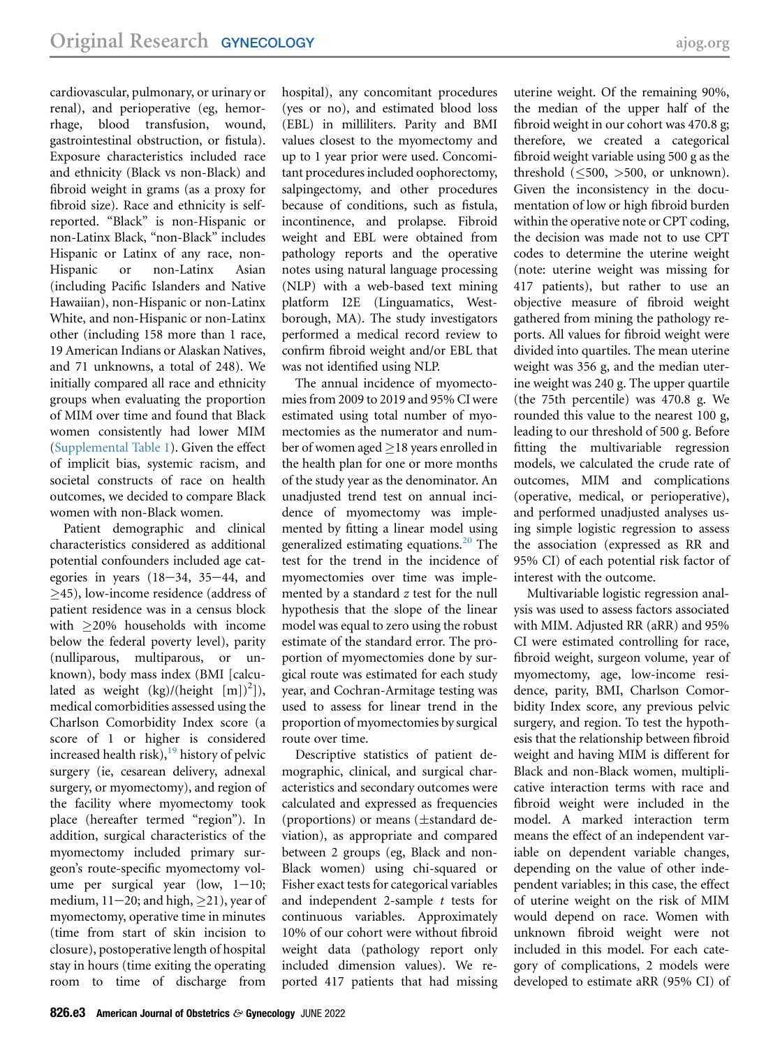cardiovascular, pulmonary, or urinary or renal), and perioperative (eg, hemorrhage, blood transfusion, wound, gastrointestinal obstruction, or fistula). Exposure characteristics included race and ethnicity (Black vs non-Black) and fibroid weight in grams (as a proxy for fibroid size). Race and ethnicity is self-reported. "Black" is non-Hispanic or non-Latinx Black, "non-Black" includes Hispanic or Latinx of any race, non-Hispanic or non-Latinx Asian (including Pacific Islanders and Native Hawaiian), non-Hispanic or non-Latinx White, and non-Hispanic or non-Latinx other (including 158 more than 1 race, 19 American Indians or Alaskan Natives, and 71 unknowns, a total of 248). We initially compared all race and ethnicity groups when evaluating the proportion of MIM over time and found that Black women consistently had lower MIM (Supplemental Table 1). Given the effect of implicit bias, systemic racism, and societal constructs of race on health outcomes, we decided to compare Black women with non-Black women.

Patient demographic and clinical characteristics considered as additional potential confounders included age categories in years (18−34, 35−44, and ≥45), low-income residence (address of patient residence was in a census block with ≥20% households with income below the federal poverty level), parity (nulliparous, multiparous, or unknown), body mass index (BMI [calculated as weight (kg)/(height [m])$^2$]), medical comorbidities assessed using the Charlson Comorbidity Index score (a score of 1 or higher is considered increased health risk),[19] history of pelvic surgery (ie, cesarean delivery, adnexal surgery, or myomectomy), and region of the facility where myomectomy took place (hereafter termed "region"). In addition, surgical characteristics of the myomectomy included primary surgeon's route-specific myomectomy volume per surgical year (low, 1−10; medium, 11−20; and high, ≥21), year of myomectomy, operative time in minutes (time from start of skin incision to closure), postoperative length of hospital stay in hours (time exiting the operating room to time of discharge from hospital), any concomitant procedures (yes or no), and estimated blood loss (EBL) in milliliters. Parity and BMI values closest to the myomectomy and up to 1 year prior were used. Concomitant procedures included oophorectomy, salpingectomy, and other procedures because of conditions, such as fistula, incontinence, and prolapse. Fibroid weight and EBL were obtained from pathology reports and the operative notes using natural language processing (NLP) with a web-based text mining platform I2E (Linguamatics, Westborough, MA). The study investigators performed a medical record review to confirm fibroid weight and/or EBL that was not identified using NLP.

The annual incidence of myomectomies from 2009 to 2019 and 95% CI were estimated using total number of myomectomies as the numerator and number of women aged ≥18 years enrolled in the health plan for one or more months of the study year as the denominator. An unadjusted trend test on annual incidence of myomectomy was implemented by fitting a linear model using generalized estimating equations.[20] The test for the trend in the incidence of myomectomies over time was implemented by a standard $z$ test for the null hypothesis that the slope of the linear model was equal to zero using the robust estimate of the standard error. The proportion of myomectomies done by surgical route was estimated for each study year, and Cochran-Armitage testing was used to assess for linear trend in the proportion of myomectomies by surgical route over time.

Descriptive statistics of patient demographic, clinical, and surgical characteristics and secondary outcomes were calculated and expressed as frequencies (proportions) or means (±standard deviation), as appropriate and compared between 2 groups (eg, Black and non-Black women) using chi-squared or Fisher exact tests for categorical variables and independent 2-sample $t$ tests for continuous variables. Approximately 10% of our cohort were without fibroid weight data (pathology report only included dimension values). We reported 417 patients that had missing uterine weight. Of the remaining 90%, the median of the upper half of the fibroid weight in our cohort was 470.8 g; therefore, we created a categorical fibroid weight variable using 500 g as the threshold (≤500, >500, or unknown). Given the inconsistency in the documentation of low or high fibroid burden within the operative note or CPT coding, the decision was made not to use CPT codes to determine the uterine weight (note: uterine weight was missing for 417 patients), but rather to use an objective measure of fibroid weight gathered from mining the pathology reports. All values for fibroid weight were divided into quartiles. The mean uterine weight was 356 g, and the median uterine weight was 240 g. The upper quartile (the 75th percentile) was 470.8 g. We rounded this value to the nearest 100 g, leading to our threshold of 500 g. Before fitting the multivariable regression models, we calculated the crude rate of outcomes, MIM and complications (operative, medical, or perioperative), and performed unadjusted analyses using simple logistic regression to assess the association (expressed as RR and 95% CI) of each potential risk factor of interest with the outcome.

Multivariable logistic regression analysis was used to assess factors associated with MIM. Adjusted RR (aRR) and 95% CI were estimated controlling for race, fibroid weight, surgeon volume, year of myomectomy, age, low-income residence, parity, BMI, Charlson Comorbidity Index score, any previous pelvic surgery, and region. To test the hypothesis that the relationship between fibroid weight and having MIM is different for Black and non-Black women, multiplicative interaction terms with race and fibroid weight were included in the model. A marked interaction term means the effect of an independent variable on dependent variable changes, depending on the value of other independent variables; in this case, the effect of uterine weight on the risk of MIM would depend on race. Women with unknown fibroid weight were not included in this model. For each category of complications, 2 models were developed to estimate aRR (95% CI) of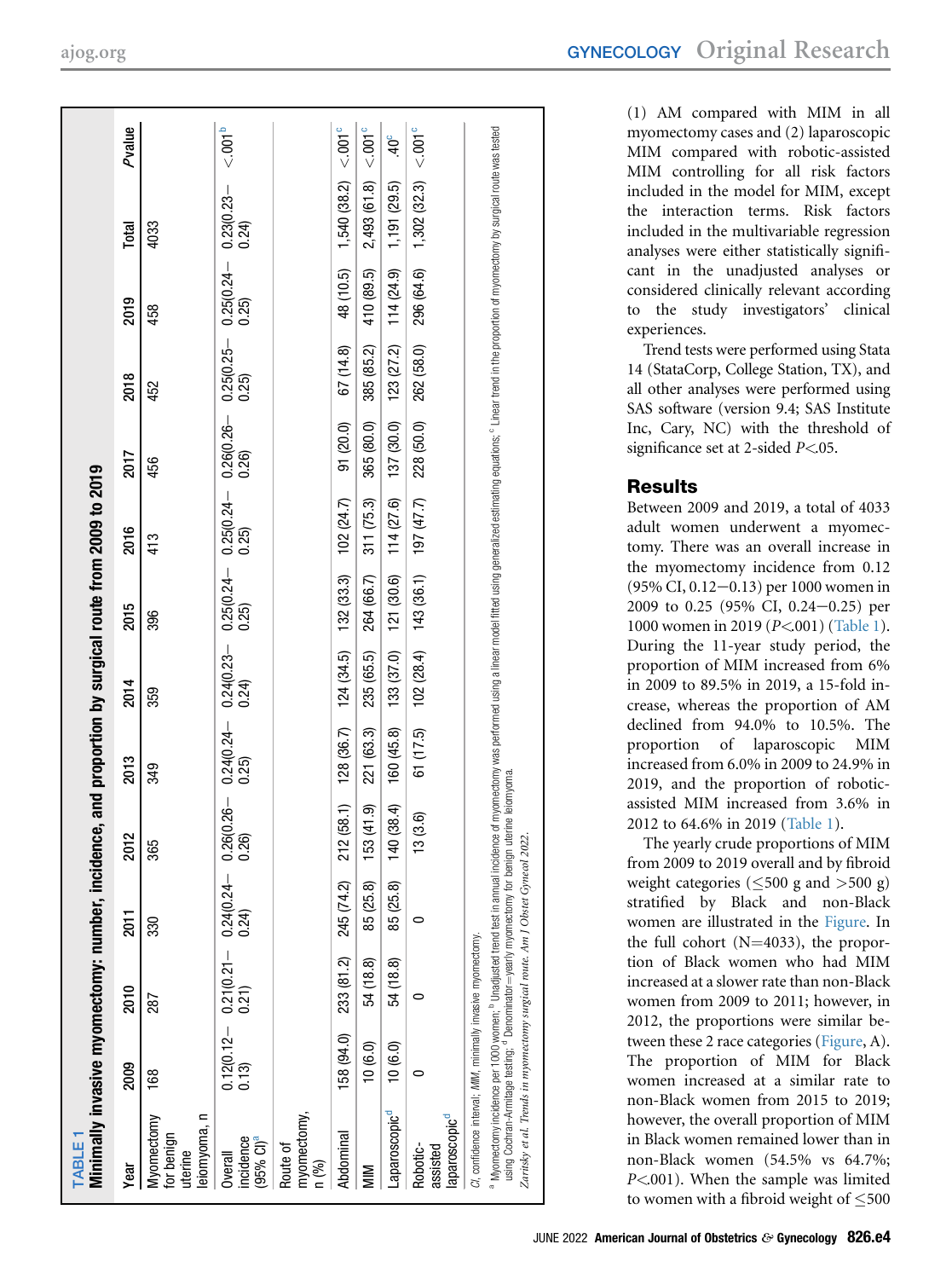**TABLE 1**
**Minimally invasive myomectomy: number, incidence, and proportion by surgical route from 2009 to 2019**

| Year | 2009 | 2010 | 2011 | 2012 | 2013 | 2014 | 2015 | 2016 | 2017 | 2018 | 2019 | Total | P value |
|---|---|---|---|---|---|---|---|---|---|---|---|---|---|
| Myomectomy for benign uterine leiomyoma, n | 168 | 287 | 330 | 365 | 349 | 359 | 396 | 413 | 456 | 452 | 458 | 4033 | |
| Overall incidence (95% CI)[a] | 0.12(0.12–0.13) | 0.21(0.21–0.21) | 0.24(0.24–0.24) | 0.26(0.26–0.26) | 0.24(0.24–0.25) | 0.24(0.23–0.24) | 0.25(0.24–0.25) | 0.25(0.24–0.25) | 0.26(0.26–0.26) | 0.25(0.25–0.25) | 0.25(0.24–0.25) | 0.23(0.23–0.24) | <.001[b] |
| Route of myomectomy, n (%) | | | | | | | | | | | | | |
| Abdominal | 158 (94.0) | 233 (81.2) | 245 (74.2) | 212 (58.1) | 128 (36.7) | 124 (34.5) | 132 (33.3) | 102 (24.7) | 91 (20.0) | 67 (14.8) | 48 (10.5) | 1,540 (38.2) | <.001[c] |
| MIM | 10 (6.0) | 54 (18.8) | 85 (25.8) | 153 (41.9) | 221 (63.3) | 235 (65.5) | 264 (66.7) | 311 (75.3) | 365 (80.0) | 385 (85.2) | 410 (89.5) | 2,493 (61.8) | <.001[c] |
| Laparoscopic[d] | 10 (6.0) | 54 (18.8) | 85 (25.8) | 140 (38.4) | 160 (45.8) | 133 (37.0) | 121 (30.6) | 114 (27.6) | 137 (30.0) | 123 (27.2) | 114 (24.9) | 1,191 (29.5) | .40[c] |
| Robotic-assisted laparoscopic[d] | 0 | 0 | 0 | 13 (3.6) | 61 (17.5) | 102 (28.4) | 143 (36.1) | 197 (47.7) | 228 (50.0) | 262 (58.0) | 296 (64.6) | 1,302 (32.3) | <.001[c] |

*CI*, confidence interval; *MIM*, minimally invasive myomectomy.

[a] Myomectomy incidence per 1000 women; [b] Unadjusted trend test in annual incidence of myomectomy was performed using a linear model fitted using generalized estimating equations; [c] Linear trend in the proportion of myomectomy by surgical route was tested using Cochran-Armitage testing; [d] Denominator=yearly myomectomy for benign uterine leiomyoma.

*Zaritsky et al. Trends in myomectomy surgical route. Am J Obstet Gynecol 2022.*

(1) AM compared with MIM in all myomectomy cases and (2) laparoscopic MIM compared with robotic-assisted MIM controlling for all risk factors included in the model for MIM, except the interaction terms. Risk factors included in the multivariable regression analyses were either statistically significant in the unadjusted analyses or considered clinically relevant according to the study investigators' clinical experiences.

Trend tests were performed using Stata 14 (StataCorp, College Station, TX), and all other analyses were performed using SAS software (version 9.4; SAS Institute Inc, Cary, NC) with the threshold of significance set at 2-sided $P<.05$.

## Results

Between 2009 and 2019, a total of 4033 adult women underwent a myomectomy. There was an overall increase in the myomectomy incidence from 0.12 (95% CI, 0.12–0.13) per 1000 women in 2009 to 0.25 (95% CI, 0.24–0.25) per 1000 women in 2019 ($P<.001$) (Table 1). During the 11-year study period, the proportion of MIM increased from 6% in 2009 to 89.5% in 2019, a 15-fold increase, whereas the proportion of AM declined from 94.0% to 10.5%. The proportion of laparoscopic MIM increased from 6.0% in 2009 to 24.9% in 2019, and the proportion of robotic-assisted MIM increased from 3.6% in 2012 to 64.6% in 2019 (Table 1).

The yearly crude proportions of MIM from 2009 to 2019 overall and by fibroid weight categories (≤500 g and >500 g) stratified by Black and non-Black women are illustrated in the Figure. In the full cohort (N=4033), the proportion of Black women who had MIM increased at a slower rate than non-Black women from 2009 to 2011; however, in 2012, the proportions were similar between these 2 race categories (Figure, A). The proportion of MIM for Black women increased at a similar rate to non-Black women from 2015 to 2019; however, the overall proportion of MIM in Black women remained lower than in non-Black women (54.5% vs 64.7%; $P<.001$). When the sample was limited to women with a fibroid weight of ≤500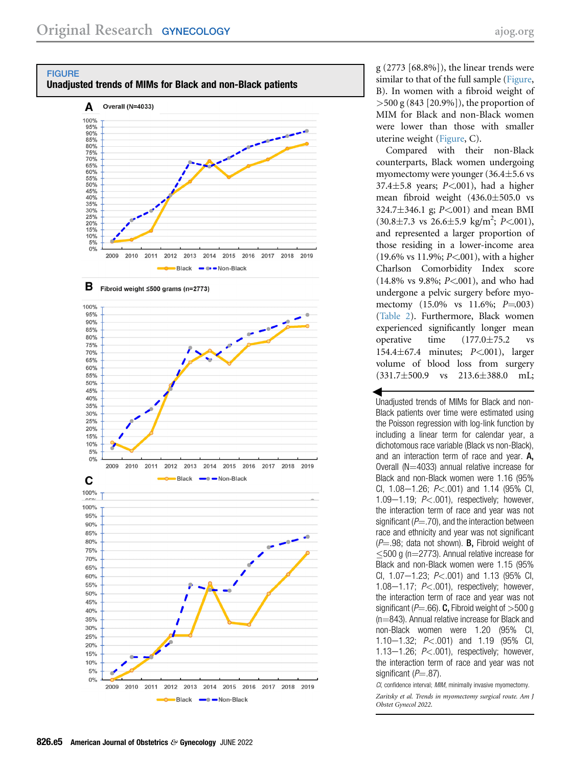## FIGURE

**Unadjusted trends of MIMs for Black and non-Black patients**

Unadjusted trends of MIMs for Black and non-Black patients over time were estimated using the Poisson regression with log-link function by including a linear term for calendar year, a dichotomous race variable (Black vs non-Black), and an interaction term of race and year. **A,** Overall (N=4033) annual relative increase for Black and non-Black women were 1.16 (95% CI, 1.08–1.26; $P<.001$) and 1.14 (95% CI, 1.09–1.19; $P<.001$), respectively; however, the interaction term of race and year was not significant ($P=.70$), and the interaction between race and ethnicity and year was not significant ($P=.98$; data not shown). **B,** Fibroid weight of ≤500 g (n=2773). Annual relative increase for Black and non-Black women were 1.15 (95% CI, 1.07–1.23; $P<.001$) and 1.13 (95% CI, 1.08–1.17; $P<.001$), respectively; however, the interaction term of race and year was not significant ($P=.66$). **C,** Fibroid weight of >500 g (n=843). Annual relative increase for Black and non-Black women were 1.20 (95% CI, 1.10–1.32; $P<.001$) and 1.19 (95% CI, 1.13–1.26; $P<.001$), respectively; however, the interaction term of race and year was not significant ($P=.87$).

*CI*, confidence interval; *MIM*, minimally invasive myomectomy.

*Zaritsky et al. Trends in myomectomy surgical route. Am J Obstet Gynecol 2022.*

g (2773 [68.8%]), the linear trends were similar to that of the full sample (Figure, B). In women with a fibroid weight of >500 g (843 [20.9%]), the proportion of MIM for Black and non-Black women were lower than those with smaller uterine weight (Figure, C).

Compared with their non-Black counterparts, Black women undergoing myomectomy were younger (36.4±5.6 vs 37.4±5.8 years; $P<.001$), had a higher mean fibroid weight (436.0±505.0 vs 324.7±346.1 g; $P<.001$) and mean BMI (30.8±7.3 vs 26.6±5.9 kg/m$^2$; $P<.001$), and represented a larger proportion of those residing in a lower-income area (19.6% vs 11.9%; $P<.001$), with a higher Charlson Comorbidity Index score (14.8% vs 9.8%; $P<.001$), and who had undergone a pelvic surgery before myomectomy (15.0% vs 11.6%; $P=.003$) (Table 2). Furthermore, Black women experienced significantly longer mean operative time (177.0±75.2 vs 154.4±67.4 minutes; $P<.001$), larger volume of blood loss from surgery (331.7±500.9 vs 213.6±388.0 mL;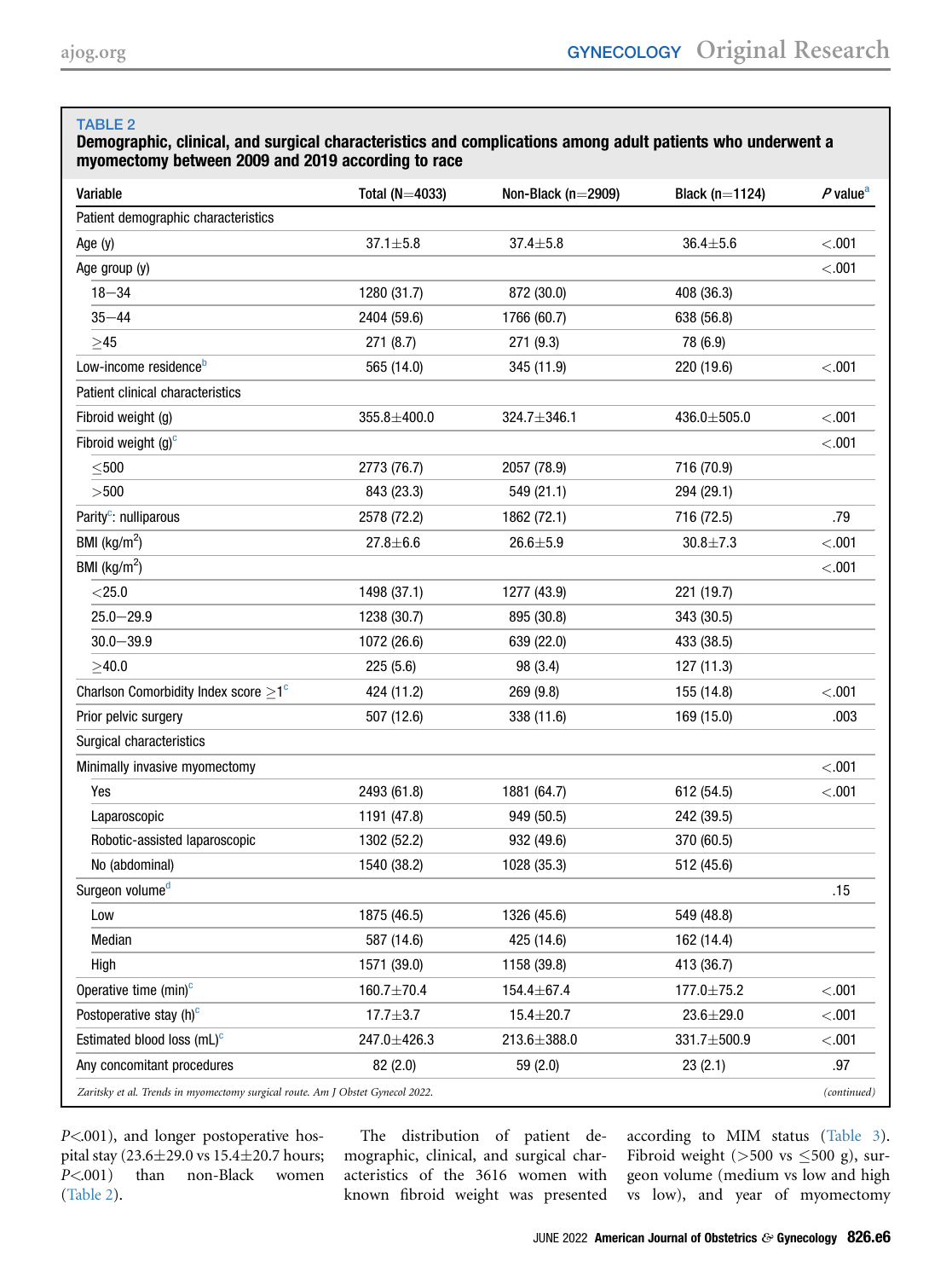**TABLE 2**

**Demographic, clinical, and surgical characteristics and complications among adult patients who underwent a myomectomy between 2009 and 2019 according to race**

| Variable | Total (N=4033) | Non-Black (n=2909) | Black (n=1124) | *P* value[a] |
|---|---|---|---|---|
| Patient demographic characteristics | | | | |
| Age (y) | 37.1±5.8 | 37.4±5.8 | 36.4±5.6 | <.001 |
| Age group (y) | | | | <.001 |
| 18−34 | 1280 (31.7) | 872 (30.0) | 408 (36.3) | |
| 35−44 | 2404 (59.6) | 1766 (60.7) | 638 (56.8) | |
| ≥45 | 271 (8.7) | 271 (9.3) | 78 (6.9) | |
| Low-income residence[b] | 565 (14.0) | 345 (11.9) | 220 (19.6) | <.001 |
| Patient clinical characteristics | | | | |
| Fibroid weight (g) | 355.8±400.0 | 324.7±346.1 | 436.0±505.0 | <.001 |
| Fibroid weight (g)[c] | | | | <.001 |
| ≤500 | 2773 (76.7) | 2057 (78.9) | 716 (70.9) | |
| >500 | 843 (23.3) | 549 (21.1) | 294 (29.1) | |
| Parity[c]: nulliparous | 2578 (72.2) | 1862 (72.1) | 716 (72.5) | .79 |
| BMI (kg/m$^2$) | 27.8±6.6 | 26.6±5.9 | 30.8±7.3 | <.001 |
| BMI (kg/m$^2$) | | | | <.001 |
| <25.0 | 1498 (37.1) | 1277 (43.9) | 221 (19.7) | |
| 25.0−29.9 | 1238 (30.7) | 895 (30.8) | 343 (30.5) | |
| 30.0−39.9 | 1072 (26.6) | 639 (22.0) | 433 (38.5) | |
| ≥40.0 | 225 (5.6) | 98 (3.4) | 127 (11.3) | |
| Charlson Comorbidity Index score ≥1[c] | 424 (11.2) | 269 (9.8) | 155 (14.8) | <.001 |
| Prior pelvic surgery | 507 (12.6) | 338 (11.6) | 169 (15.0) | .003 |
| Surgical characteristics | | | | |
| Minimally invasive myomectomy | | | | <.001 |
| Yes | 2493 (61.8) | 1881 (64.7) | 612 (54.5) | <.001 |
| Laparoscopic | 1191 (47.8) | 949 (50.5) | 242 (39.5) | |
| Robotic-assisted laparoscopic | 1302 (52.2) | 932 (49.6) | 370 (60.5) | |
| No (abdominal) | 1540 (38.2) | 1028 (35.3) | 512 (45.6) | |
| Surgeon volume[d] | | | | .15 |
| Low | 1875 (46.5) | 1326 (45.6) | 549 (48.8) | |
| Median | 587 (14.6) | 425 (14.6) | 162 (14.4) | |
| High | 1571 (39.0) | 1158 (39.8) | 413 (36.7) | |
| Operative time (min)[c] | 160.7±70.4 | 154.4±67.4 | 177.0±75.2 | <.001 |
| Postoperative stay (h)[c] | 17.7±3.7 | 15.4±20.7 | 23.6±29.0 | <.001 |
| Estimated blood loss (mL)[c] | 247.0±426.3 | 213.6±388.0 | 331.7±500.9 | <.001 |
| Any concomitant procedures | 82 (2.0) | 59 (2.0) | 23 (2.1) | .97 |

*Zaritsky et al. Trends in myomectomy surgical route. Am J Obstet Gynecol 2022.* *(continued)*

$P$<.001), and longer postoperative hospital stay (23.6±29.0 vs 15.4±20.7 hours; $P$<.001) than non-Black women (Table 2).

The distribution of patient demographic, clinical, and surgical characteristics of the 3616 women with known fibroid weight was presented according to MIM status (Table 3). Fibroid weight (>500 vs ≤500 g), surgeon volume (medium vs low and high vs low), and year of myomectomy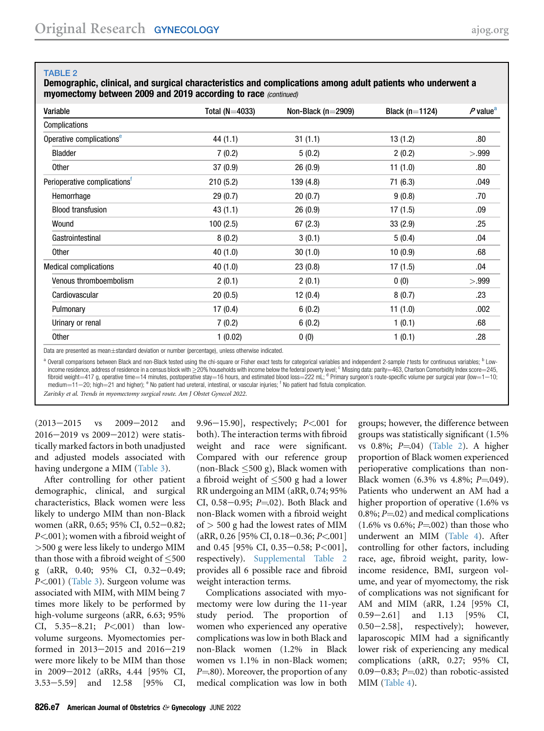**TABLE 2**

**Demographic, clinical, and surgical characteristics and complications among adult patients who underwent a myomectomy between 2009 and 2019 according to race** *(continued)*

| Variable | Total (N=4033) | Non-Black (n=2909) | Black (n=1124) | *P* value[a] |
|---|---|---|---|---|
| Complications | | | | |
| Operative complications[e] | 44 (1.1) | 31 (1.1) | 13 (1.2) | .80 |
| Bladder | 7 (0.2) | 5 (0.2) | 2 (0.2) | >.999 |
| Other | 37 (0.9) | 26 (0.9) | 11 (1.0) | .80 |
| Perioperative complications[f] | 210 (5.2) | 139 (4.8) | 71 (6.3) | .049 |
| Hemorrhage | 29 (0.7) | 20 (0.7) | 9 (0.8) | .70 |
| Blood transfusion | 43 (1.1) | 26 (0.9) | 17 (1.5) | .09 |
| Wound | 100 (2.5) | 67 (2.3) | 33 (2.9) | .25 |
| Gastrointestinal | 8 (0.2) | 3 (0.1) | 5 (0.4) | .04 |
| Other | 40 (1.0) | 30 (1.0) | 10 (0.9) | .68 |
| Medical complications | 40 (1.0) | 23 (0.8) | 17 (1.5) | .04 |
| Venous thromboembolism | 2 (0.1) | 2 (0.1) | 0 (0) | >.999 |
| Cardiovascular | 20 (0.5) | 12 (0.4) | 8 (0.7) | .23 |
| Pulmonary | 17 (0.4) | 6 (0.2) | 11 (1.0) | .002 |
| Urinary or renal | 7 (0.2) | 6 (0.2) | 1 (0.1) | .68 |
| Other | 1 (0.02) | 0 (0) | 1 (0.1) | .28 |

Data are presented as mean±standard deviation or number (percentage), unless otherwise indicated.

[a] Overall comparisons between Black and non-Black tested using the chi-square or Fisher exact tests for categorical variables and independent 2-sample *t* tests for continuous variables; [b] Low-income residence, address of residence in a census block with ≥20% households with income below the federal poverty level; [c] Missing data: parity=463, Charlson Comorbidity Index score=245, fibroid weight=417 g, operative time=14 minutes, postoperative stay=16 hours, and estimated blood loss=222 mL; [d] Primary surgeon's route-specific volume per surgical year (low=1−10; medium=11−20; high=21 and higher); [e] No patient had ureteral, intestinal, or vascular injuries; [f] No patient had fistula complication.

*Zaritsky et al. Trends in myomectomy surgical route. Am J Obstet Gynecol 2022.*

(2013−2015 vs 2009−2012 and 2016−2019 vs 2009−2012) were statistically marked factors in both unadjusted and adjusted models associated with having undergone a MIM (Table 3).

After controlling for other patient demographic, clinical, and surgical characteristics, Black women were less likely to undergo MIM than non-Black women (aRR, 0.65; 95% CI, 0.52−0.82; *P*<.001); women with a fibroid weight of >500 g were less likely to undergo MIM than those with a fibroid weight of ≤500 g (aRR, 0.40; 95% CI, 0.32−0.49; *P*<.001) (Table 3). Surgeon volume was associated with MIM, with MIM being 7 times more likely to be performed by high-volume surgeons (aRR, 6.63; 95% CI, 5.35−8.21; *P*<.001) than low-volume surgeons. Myomectomies performed in 2013−2015 and 2016−219 were more likely to be MIM than those in 2009−2012 (aRRs, 4.44 [95% CI, 3.53−5.59] and 12.58 [95% CI, 9.96−15.90], respectively; *P*<.001 for both). The interaction terms with fibroid weight and race were significant. Compared with our reference group (non-Black ≤500 g), Black women with a fibroid weight of ≤500 g had a lower RR undergoing an MIM (aRR, 0.74; 95% CI, 0.58−0.95; *P*=.02). Both Black and non-Black women with a fibroid weight of > 500 g had the lowest rates of MIM (aRR, 0.26 [95% CI, 0.18−0.36; *P*<.001] and 0.45 [95% CI, 0.35−0.58; P<.001], respectively). Supplemental Table 2 provides all 6 possible race and fibroid weight interaction terms.

Complications associated with myomectomy were low during the 11-year study period. The proportion of women who experienced any operative complications was low in both Black and non-Black women (1.2% in Black women vs 1.1% in non-Black women; *P*=.80). Moreover, the proportion of any medical complication was low in both groups; however, the difference between groups was statistically significant (1.5% vs 0.8%; *P*=.04) (Table 2). A higher proportion of Black women experienced perioperative complications than non-Black women (6.3% vs 4.8%; *P*=.049). Patients who underwent an AM had a higher proportion of operative (1.6% vs 0.8%; *P*=.02) and medical complications (1.6% vs 0.6%; *P*=.002) than those who underwent an MIM (Table 4). After controlling for other factors, including race, age, fibroid weight, parity, low-income residence, BMI, surgeon volume, and year of myomectomy, the risk of complications was not significant for AM and MIM (aRR, 1.24 [95% CI, 0.59−2.61] and 1.13 [95% CI, 0.50−2.58], respectively); however, laparoscopic MIM had a significantly lower risk of experiencing any medical complications (aRR, 0.27; 95% CI, 0.09−0.83; *P*=.02) than robotic-assisted MIM (Table 4).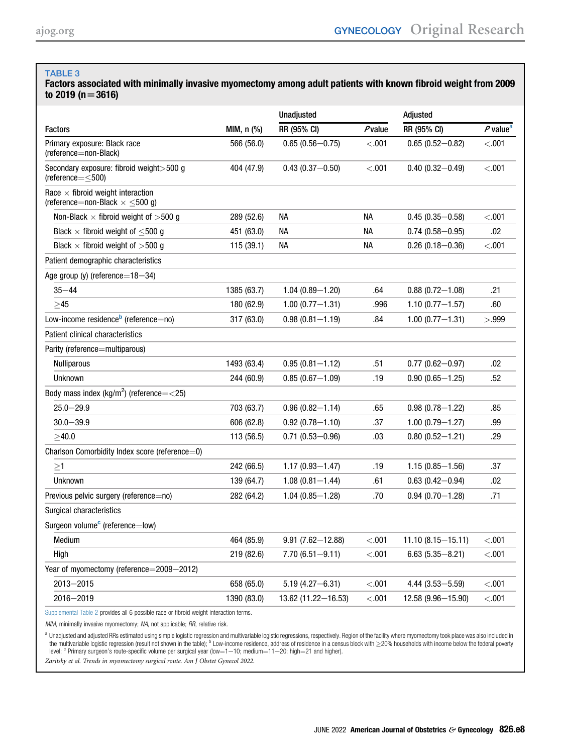**TABLE 3**

**Factors associated with minimally invasive myomectomy among adult patients with known fibroid weight from 2009 to 2019 (n=3616)**

| Factors | MIM, n (%) | Unadjusted | | Adjusted | |
|---|---|---|---|---|---|
| | | RR (95% CI) | *P* value | RR (95% CI) | *P* value[a] |
| Primary exposure: Black race (reference=non-Black) | 566 (56.0) | 0.65 (0.56−0.75) | <.001 | 0.65 (0.52−0.82) | <.001 |
| Secondary exposure: fibroid weight>500 g (reference=≤500) | 404 (47.9) | 0.43 (0.37−0.50) | <.001 | 0.40 (0.32−0.49) | <.001 |
| Race × fibroid weight interaction (reference=non-Black × ≤500 g) | | | | | |
| Non-Black × fibroid weight of >500 g | 289 (52.6) | NA | NA | 0.45 (0.35−0.58) | <.001 |
| Black × fibroid weight of ≤500 g | 451 (63.0) | NA | NA | 0.74 (0.58−0.95) | .02 |
| Black × fibroid weight of >500 g | 115 (39.1) | NA | NA | 0.26 (0.18−0.36) | <.001 |
| Patient demographic characteristics | | | | | |
| Age group (y) (reference=18−34) | | | | | |
| 35−44 | 1385 (63.7) | 1.04 (0.89−1.20) | .64 | 0.88 (0.72−1.08) | .21 |
| ≥45 | 180 (62.9) | 1.00 (0.77−1.31) | .996 | 1.10 (0.77−1.57) | .60 |
| Low-income residence[b] (reference=no) | 317 (63.0) | 0.98 (0.81−1.19) | .84 | 1.00 (0.77−1.31) | >.999 |
| Patient clinical characteristics | | | | | |
| Parity (reference=multiparous) | | | | | |
| Nulliparous | 1493 (63.4) | 0.95 (0.81−1.12) | .51 | 0.77 (0.62−0.97) | .02 |
| Unknown | 244 (60.9) | 0.85 (0.67−1.09) | .19 | 0.90 (0.65−1.25) | .52 |
| Body mass index (kg/m$^2$) (reference=<25) | | | | | |
| 25.0−29.9 | 703 (63.7) | 0.96 (0.82−1.14) | .65 | 0.98 (0.78−1.22) | .85 |
| 30.0−39.9 | 606 (62.8) | 0.92 (0.78−1.10) | .37 | 1.00 (0.79−1.27) | .99 |
| ≥40.0 | 113 (56.5) | 0.71 (0.53−0.96) | .03 | 0.80 (0.52−1.21) | .29 |
| Charlson Comorbidity Index score (reference=0) | | | | | |
| ≥1 | 242 (66.5) | 1.17 (0.93−1.47) | .19 | 1.15 (0.85−1.56) | .37 |
| Unknown | 139 (64.7) | 1.08 (0.81−1.44) | .61 | 0.63 (0.42−0.94) | .02 |
| Previous pelvic surgery (reference=no) | 282 (64.2) | 1.04 (0.85−1.28) | .70 | 0.94 (0.70−1.28) | .71 |
| Surgical characteristics | | | | | |
| Surgeon volume[c] (reference=low) | | | | | |
| Medium | 464 (85.9) | 9.91 (7.62−12.88) | <.001 | 11.10 (8.15−15.11) | <.001 |
| High | 219 (82.6) | 7.70 (6.51−9.11) | <.001 | 6.63 (5.35−8.21) | <.001 |
| Year of myomectomy (reference=2009−2012) | | | | | |
| 2013−2015 | 658 (65.0) | 5.19 (4.27−6.31) | <.001 | 4.44 (3.53−5.59) | <.001 |
| 2016−2019 | 1390 (83.0) | 13.62 (11.22−16.53) | <.001 | 12.58 (9.96−15.90) | <.001 |

Supplemental Table 2 provides all 6 possible race or fibroid weight interaction terms.

*MIM*, minimally invasive myomectomy; *NA*, not applicable; *RR*, relative risk.

[a] Unadjusted and adjusted RRs estimated using simple logistic regression and multivariable logistic regressions, respectively. Region of the facility where myomectomy took place was also included in the multivariable logistic regression (result not shown in the table); [b] Low-income residence, address of residence in a census block with ≥20% households with income below the federal poverty level; [c] Primary surgeon's route-specific volume per surgical year (low=1−10; medium=11−20; high=21 and higher).

*Zaritsky et al. Trends in myomectomy surgical route. Am J Obstet Gynecol 2022.*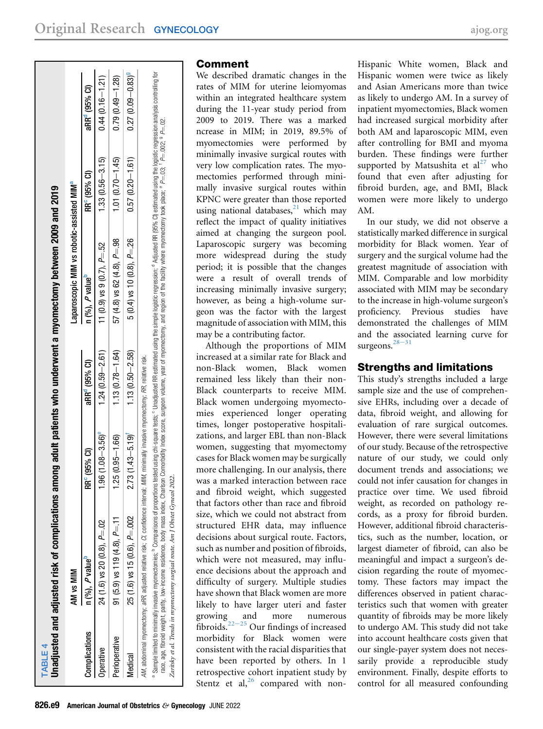**TABLE 4**

**Unadjusted and adjusted risk of complications among adult patients who underwent a myomectomy between 2009 and 2019**

| Complications | AM vs MIM | | | Laparoscopic MIM vs robotic-assisted MIM[a] | | |
|---|---|---|---|---|---|---|
| | n (%), P value[b] | RR[c] (95% CI) | aRR[d] (95% CI) | n (%), P value[b] | RR[c] (95% CI) | aRR[d] (95% CI) |
| Operative | 24 (1.6) vs 20 (0.8), P=.02 | 1.96 (1.08–3.56)[e] | 1.24 (0.59–2.61) | 11 (0.9) vs 9 (0.7), P=.52 | 1.33 (0.56–3.15) | 0.44 (0.16–1.21) |
| Perioperative | 91 (5.9) vs 119 (4.8), P=.11 | 1.25 (0.95–1.66) | 1.13 (0.78–1.64) | 57 (4.8) vs 62 (4.8), P=.98 | 1.01 (0.70–1.45) | 0.79 (0.49–1.28) |
| Medical | 25 (1.6) vs 15 (0.6), P=.002 | 2.73 (1.43–5.19)[f] | 1.13 (0.50–2.58) | 5 (0.4) vs 10 (0.8), P=.26 | 0.57 (0.20–1.61) | 0.27 (0.09–0.83)[g] |

*AM*, abdominal myomectomy; *aRR*, adjusted relative risk; *CI*, confidence interval; *MIM*, minimally invasive myomectomy; *RR*, relative risk.

[a] Sample limited to minimally invasive myomectomies; [b] Comparisons of proportions tested using chi-square tests; [c] Unadjusted RR estimated using the simple logistic regression; [d] Adjusted RR (95% CI) estimated using the logistic regression analysis controlling for race, age, fibroid weight, parity, low-income residence, body mass index, Charlson Comorbidity Index score, surgeon volume, year of myomectomy, and region of the facility where myomectomy took place; [e] P=.03; [f] P=.002; [g] P=.02.

*Zaritsky et al. Trends in myomectomy surgical route. Am J Obstet Gynecol 2022.*

## Comment

We described dramatic changes in the rates of MIM for uterine leiomyomas within an integrated healthcare system during the 11-year study period from 2009 to 2019. There was a marked ncrease in MIM; in 2019, 89.5% of myomectomies were performed by minimally invasive surgical routes with very low complication rates. The myomectomies performed through minimally invasive surgical routes within KPNC were greater than those reported using national databases,[21] which may reflect the impact of quality initiatives aimed at changing the surgeon pool. Laparoscopic surgery was becoming more widespread during the study period; it is possible that the changes were a result of overall trends of increasing minimally invasive surgery; however, as being a high-volume surgeon was the factor with the largest magnitude of association with MIM, this may be a contributing factor.

Although the proportions of MIM increased at a similar rate for Black and non-Black women, Black women remained less likely than their non-Black counterparts to receive MIM. Black women undergoing myomectomies experienced longer operating times, longer postoperative hospitalizations, and larger EBL than non-Black women, suggesting that myomectomy cases for Black women may be surgically more challenging. In our analysis, there was a marked interaction between race and fibroid weight, which suggested that factors other than race and fibroid size, which we could not abstract from structured EHR data, may influence decisions about surgical route. Factors, such as number and position of fibroids, which were not measured, may influence decisions about the approach and difficulty of surgery. Multiple studies have shown that Black women are more likely to have larger uteri and faster growing and more numerous fibroids.[22–25] Our findings of increased morbidity for Black women were consistent with the racial disparities that have been reported by others. In 1 retrospective cohort inpatient study by Stentz et al,[26] compared with non-Hispanic White women, Black and Hispanic women were twice as likely and Asian Americans more than twice as likely to undergo AM. In a survey of inpatient myomectomies, Black women had increased surgical morbidity after both AM and laparoscopic MIM, even after controlling for BMI and myoma burden. These findings were further supported by Matsushita et al[27] who found that even after adjusting for fibroid burden, age, and BMI, Black women were more likely to undergo AM.

In our study, we did not observe a statistically marked difference in surgical morbidity for Black women. Year of surgery and the surgical volume had the greatest magnitude of association with MIM. Comparable and low morbidity associated with MIM may be secondary to the increase in high-volume surgeon's proficiency. Previous studies have demonstrated the challenges of MIM and the associated learning curve for surgeons.[28–31]

## Strengths and limitations

This study's strengths included a large sample size and the use of comprehensive EHRs, including over a decade of data, fibroid weight, and allowing for evaluation of rare surgical outcomes. However, there were several limitations of our study. Because of the retrospective nature of our study, we could only document trends and associations; we could not infer causation for changes in practice over time. We used fibroid weight, as recorded on pathology records, as a proxy for fibroid burden. However, additional fibroid characteristics, such as the number, location, or largest diameter of fibroid, can also be meaningful and impact a surgeon's decision regarding the route of myomectomy. These factors may impact the differences observed in patient characteristics such that women with greater quantity of fibroids may be more likely to undergo AM. This study did not take into account healthcare costs given that our single-payer system does not necessarily provide a reproducible study environment. Finally, despite efforts to control for all measured confounding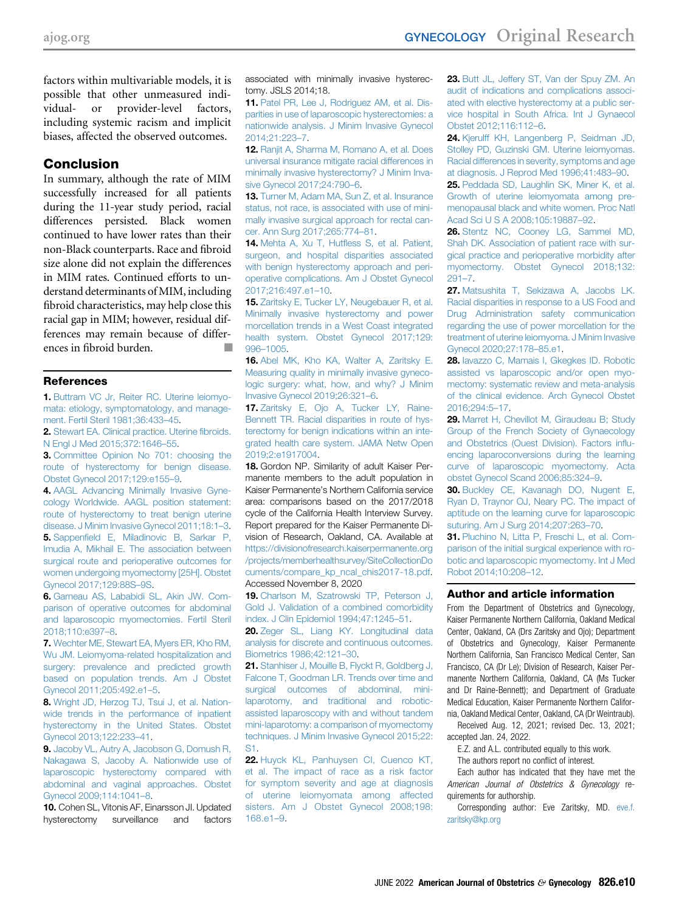factors within multivariable models, it is possible that other unmeasured individual- or provider-level factors, including systemic racism and implicit biases, affected the observed outcomes.

## Conclusion

In summary, although the rate of MIM successfully increased for all patients during the 11-year study period, racial differences persisted. Black women continued to have lower rates than their non-Black counterparts. Race and fibroid size alone did not explain the differences in MIM rates. Continued efforts to understand determinants of MIM, including fibroid characteristics, may help close this racial gap in MIM; however, residual differences may remain because of differences in fibroid burden. ■

## References

1. Buttram VC Jr, Reiter RC. Uterine leiomyomata: etiology, symptomatology, and management. Fertil Steril 1981;36:433–45.
2. Stewart EA. Clinical practice. Uterine fibroids. N Engl J Med 2015;372:1646–55.
3. Committee Opinion No 701: choosing the route of hysterectomy for benign disease. Obstet Gynecol 2017;129:e155–9.
4. AAGL Advancing Minimally Invasive Gynecology Worldwide. AAGL position statement: route of hysterectomy to treat benign uterine disease. J Minim Invasive Gynecol 2011;18:1–3.
5. Sappenfield E, Miladinovic B, Sarkar P, Imudia A, Mikhail E. The association between surgical route and perioperative outcomes for women undergoing myomectomy [25H]. Obstet Gynecol 2017;129:88S–9S.
6. Garneau AS, Lababidi SL, Akin JW. Comparison of operative outcomes for abdominal and laparoscopic myomectomies. Fertil Steril 2018;110:e397–8.
7. Wechter ME, Stewart EA, Myers ER, Kho RM, Wu JM. Leiomyoma-related hospitalization and surgery: prevalence and predicted growth based on population trends. Am J Obstet Gynecol 2011;205:492.e1–5.
8. Wright JD, Herzog TJ, Tsui J, et al. Nationwide trends in the performance of inpatient hysterectomy in the United States. Obstet Gynecol 2013;122:233–41.
9. Jacoby VL, Autry A, Jacobson G, Domush R, Nakagawa S, Jacoby A. Nationwide use of laparoscopic hysterectomy compared with abdominal and vaginal approaches. Obstet Gynecol 2009;114:1041–8.
10. Cohen SL, Vitonis AF, Einarsson JI. Updated hysterectomy surveillance and factors associated with minimally invasive hysterectomy. JSLS 2014;18.
11. Patel PR, Lee J, Rodriguez AM, et al. Disparities in use of laparoscopic hysterectomies: a nationwide analysis. J Minim Invasive Gynecol 2014;21:223–7.
12. Ranjit A, Sharma M, Romano A, et al. Does universal insurance mitigate racial differences in minimally invasive hysterectomy? J Minim Invasive Gynecol 2017;24:790–6.
13. Turner M, Adam MA, Sun Z, et al. Insurance status, not race, is associated with use of minimally invasive surgical approach for rectal cancer. Ann Surg 2017;265:774–81.
14. Mehta A, Xu T, Hutfless S, et al. Patient, surgeon, and hospital disparities associated with benign hysterectomy approach and perioperative complications. Am J Obstet Gynecol 2017;216:497.e1–10.
15. Zaritsky E, Tucker LY, Neugebauer R, et al. Minimally invasive hysterectomy and power morcellation trends in a West Coast integrated health system. Obstet Gynecol 2017;129:996–1005.
16. Abel MK, Kho KA, Walter A, Zaritsky E. Measuring quality in minimally invasive gynecologic surgery: what, how, and why? J Minim Invasive Gynecol 2019;26:321–6.
17. Zaritsky E, Ojo A, Tucker LY, Raine-Bennett TR. Racial disparities in route of hysterectomy for benign indications within an integrated health care system. JAMA Netw Open 2019;2:e1917004.
18. Gordon NP. Similarity of adult Kaiser Permanente members to the adult population in Kaiser Permanente's Northern California service area: comparisons based on the 2017/2018 cycle of the California Health Interview Survey. Report prepared for the Kaiser Permanente Division of Research, Oakland, CA. Available at https://divisionofresearch.kaiserpermanente.org/projects/memberhealthsurvey/SiteCollectionDocuments/compare_kp_ncal_chis2017-18.pdf. Accessed November 8, 2020
19. Charlson M, Szatrowski TP, Peterson J, Gold J. Validation of a combined comorbidity index. J Clin Epidemiol 1994;47:1245–51.
20. Zeger SL, Liang KY. Longitudinal data analysis for discrete and continuous outcomes. Biometrics 1986;42:121–30.
21. Stanhiser J, Mouille B, Flyckt R, Goldberg J, Falcone T, Goodman LR. Trends over time and surgical outcomes of abdominal, mini-laparotomy, and traditional and robotic-assisted laparoscopy with and without tandem mini-laparotomy: a comparison of myomectomy techniques. J Minim Invasive Gynecol 2015;22:S1.
22. Huyck KL, Panhuysen CI, Cuenco KT, et al. The impact of race and age as a risk factor for symptom severity and age at diagnosis of uterine leiomyomata among affected sisters. Am J Obstet Gynecol 2008;198:168.e1–9.
23. Butt JL, Jeffery ST, Van der Spuy ZM. An audit of indications and complications associated with elective hysterectomy at a public service hospital in South Africa. Int J Gynaecol Obstet 2012;116:112–6.
24. Kjerulff KH, Langenberg P, Seidman JD, Stolley PD, Guzinski GM. Uterine leiomyomas. Racial differences in severity, symptoms and age at diagnosis. J Reprod Med 1996;41:483–90.
25. Peddada SD, Laughlin SK, Miner K, et al. Growth of uterine leiomyomata among premenopausal black and white women. Proc Natl Acad Sci U S A 2008;105:19887–92.
26. Stentz NC, Cooney LG, Sammel MD, Shah DK. Association of patient race with surgical practice and perioperative morbidity after myomectomy. Obstet Gynecol 2018;132:291–7.
27. Matsushita T, Sekizawa A, Jacobs LK. Racial disparities in response to a US Food and Drug Administration safety communication regarding the use of power morcellation for the treatment of uterine leiomyoma. J Minim Invasive Gynecol 2020;27:178–85.e1.
28. Iavazzo C, Mamais I, Gkegkes ID. Robotic assisted vs laparoscopic and/or open myomectomy: systematic review and meta-analysis of the clinical evidence. Arch Gynecol Obstet 2016;294:5–17.
29. Marret H, Chevillot M, Giraudeau B; Study Group of the French Society of Gynaecology and Obstetrics (Ouest Division). Factors influencing laparoconversions during the learning curve of laparoscopic myomectomy. Acta obstet Gynecol Scand 2006;85:324–9.
30. Buckley CE, Kavanagh DO, Nugent E, Ryan D, Traynor OJ, Neary PC. The impact of aptitude on the learning curve for laparoscopic suturing. Am J Surg 2014;207:263–70.
31. Pluchino N, Litta P, Freschi L, et al. Comparison of the initial surgical experience with robotic and laparoscopic myomectomy. Int J Med Robot 2014;10:208–12.

## Author and article information

From the Department of Obstetrics and Gynecology, Kaiser Permanente Northern California, Oakland Medical Center, Oakland, CA (Drs Zaritsky and Ojo); Department of Obstetrics and Gynecology, Kaiser Permanente Northern California, San Francisco Medical Center, San Francisco, CA (Dr Le); Division of Research, Kaiser Permanente Northern California, Oakland, CA (Ms Tucker and Dr Raine-Bennett); and Department of Graduate Medical Education, Kaiser Permanente Northern California, Oakland Medical Center, Oakland, CA (Dr Weintraub).

Received Aug. 12, 2021; revised Dec. 13, 2021; accepted Jan. 24, 2022.

E.Z. and A.L. contributed equally to this work.

The authors report no conflict of interest.

Each author has indicated that they have met the *American Journal of Obstetrics & Gynecology* requirements for authorship.

Corresponding author: Eve Zaritsky, MD. eve.f.zaritsky@kp.org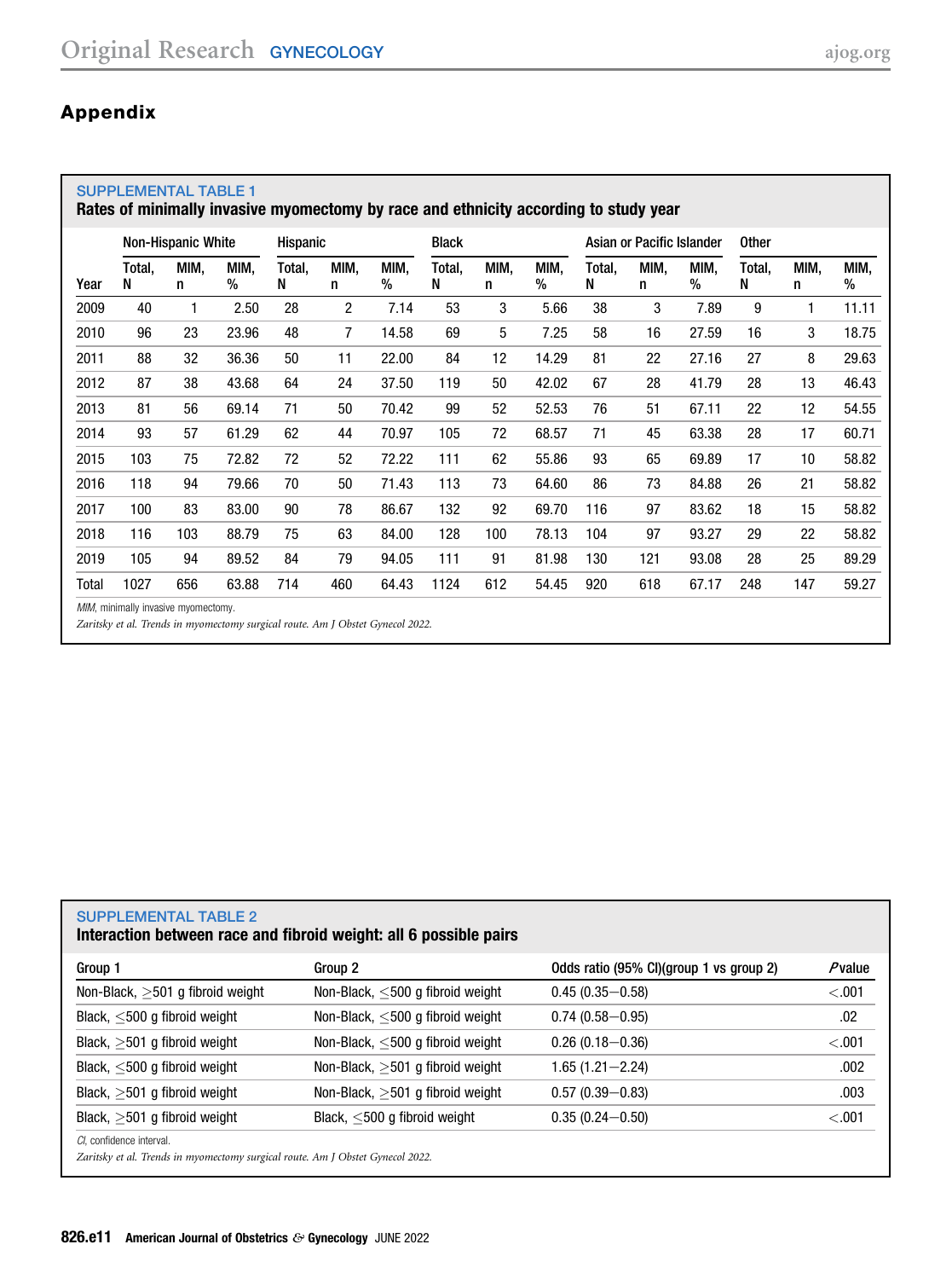## Appendix

**SUPPLEMENTAL TABLE 1**
**Rates of minimally invasive myomectomy by race and ethnicity according to study year**

| | Non-Hispanic White | | | Hispanic | | | Black | | | Asian or Pacific Islander | | | Other | | |
|---|---|---|---|---|---|---|---|---|---|---|---|---|---|---|---|
| Year | Total, N | MIM, n | MIM, % | Total, N | MIM, n | MIM, % | Total, N | MIM, n | MIM, % | Total, N | MIM, n | MIM, % | Total, N | MIM, n | MIM, % |
| 2009 | 40 | 1 | 2.50 | 28 | 2 | 7.14 | 53 | 3 | 5.66 | 38 | 3 | 7.89 | 9 | 1 | 11.11 |
| 2010 | 96 | 23 | 23.96 | 48 | 7 | 14.58 | 69 | 5 | 7.25 | 58 | 16 | 27.59 | 16 | 3 | 18.75 |
| 2011 | 88 | 32 | 36.36 | 50 | 11 | 22.00 | 84 | 12 | 14.29 | 81 | 22 | 27.16 | 27 | 8 | 29.63 |
| 2012 | 87 | 38 | 43.68 | 64 | 24 | 37.50 | 119 | 50 | 42.02 | 67 | 28 | 41.79 | 28 | 13 | 46.43 |
| 2013 | 81 | 56 | 69.14 | 71 | 50 | 70.42 | 99 | 52 | 52.53 | 76 | 51 | 67.11 | 22 | 12 | 54.55 |
| 2014 | 93 | 57 | 61.29 | 62 | 44 | 70.97 | 105 | 72 | 68.57 | 71 | 45 | 63.38 | 28 | 17 | 60.71 |
| 2015 | 103 | 75 | 72.82 | 72 | 52 | 72.22 | 111 | 62 | 55.86 | 93 | 65 | 69.89 | 17 | 10 | 58.82 |
| 2016 | 118 | 94 | 79.66 | 70 | 50 | 71.43 | 113 | 73 | 64.60 | 86 | 73 | 84.88 | 26 | 21 | 58.82 |
| 2017 | 100 | 83 | 83.00 | 90 | 78 | 86.67 | 132 | 92 | 69.70 | 116 | 97 | 83.62 | 18 | 15 | 58.82 |
| 2018 | 116 | 103 | 88.79 | 75 | 63 | 84.00 | 128 | 100 | 78.13 | 104 | 97 | 93.27 | 29 | 22 | 58.82 |
| 2019 | 105 | 94 | 89.52 | 84 | 79 | 94.05 | 111 | 91 | 81.98 | 130 | 121 | 93.08 | 28 | 25 | 89.29 |
| Total | 1027 | 656 | 63.88 | 714 | 460 | 64.43 | 1124 | 612 | 54.45 | 920 | 618 | 67.17 | 248 | 147 | 59.27 |

*MIM*, minimally invasive myomectomy.

*Zaritsky et al. Trends in myomectomy surgical route. Am J Obstet Gynecol 2022.*

**SUPPLEMENTAL TABLE 2**
**Interaction between race and fibroid weight: all 6 possible pairs**

| Group 1 | Group 2 | Odds ratio (95% CI)(group 1 vs group 2) | *P* value |
|---|---|---|---|
| Non-Black, ≥501 g fibroid weight | Non-Black, ≤500 g fibroid weight | 0.45 (0.35–0.58) | <.001 |
| Black, ≤500 g fibroid weight | Non-Black, ≤500 g fibroid weight | 0.74 (0.58–0.95) | .02 |
| Black, ≥501 g fibroid weight | Non-Black, ≤500 g fibroid weight | 0.26 (0.18–0.36) | <.001 |
| Black, ≤500 g fibroid weight | Non-Black, ≥501 g fibroid weight | 1.65 (1.21–2.24) | .002 |
| Black, ≥501 g fibroid weight | Non-Black, ≥501 g fibroid weight | 0.57 (0.39–0.83) | .003 |
| Black, ≥501 g fibroid weight | Black, ≤500 g fibroid weight | 0.35 (0.24–0.50) | <.001 |

*CI*, confidence interval.

*Zaritsky et al. Trends in myomectomy surgical route. Am J Obstet Gynecol 2022.*